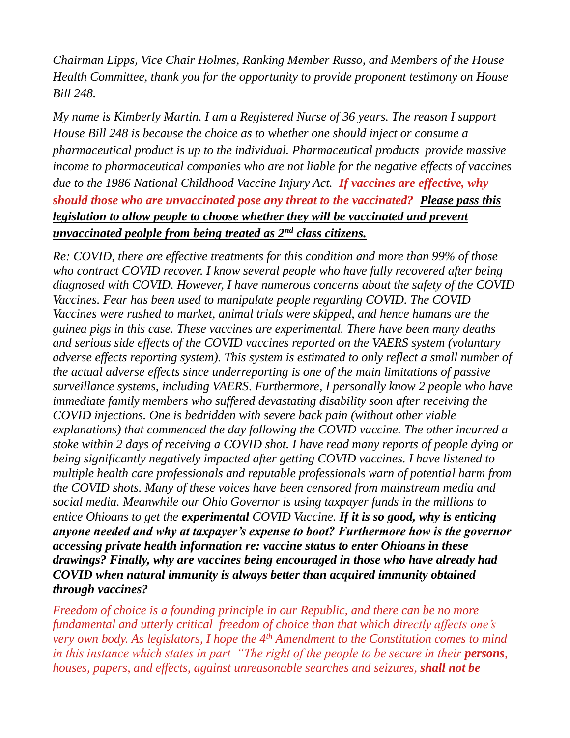*Chairman Lipps, Vice Chair Holmes, Ranking Member Russo, and Members of the House Health Committee, thank you for the opportunity to provide proponent testimony on House Bill 248.*

*My name is Kimberly Martin. I am a Registered Nurse of 36 years. The reason I support House Bill 248 is because the choice as to whether one should inject or consume a pharmaceutical product is up to the individual. Pharmaceutical products provide massive income to pharmaceutical companies who are not liable for the negative effects of vaccines due to the 1986 National Childhood Vaccine Injury Act.* ***If vaccines are effective, why should those who are unvaccinated pose any threat to the vaccinated?*** ***<u>Please pass this legislation to allow people to choose whether they will be vaccinated and prevent unvaccinated peolple from being treated as 2nd class citizens.</u>***

*Re: COVID, there are effective treatments for this condition and more than 99% of those who contract COVID recover. I know several people who have fully recovered after being diagnosed with COVID. However, I have numerous concerns about the safety of the COVID Vaccines. Fear has been used to manipulate people regarding COVID. The COVID Vaccines were rushed to market, animal trials were skipped, and hence humans are the guinea pigs in this case. These vaccines are experimental. There have been many deaths and serious side effects of the COVID vaccines reported on the VAERS system (voluntary adverse effects reporting system). This system is estimated to only reflect a small number of the actual adverse effects since underreporting is one of the main limitations of passive surveillance systems, including VAERS. Furthermore, I personally know 2 people who have immediate family members who suffered devastating disability soon after receiving the COVID injections. One is bedridden with severe back pain (without other viable explanations) that commenced the day following the COVID vaccine. The other incurred a stoke within 2 days of receiving a COVID shot. I have read many reports of people dying or being significantly negatively impacted after getting COVID vaccines. I have listened to multiple health care professionals and reputable professionals warn of potential harm from the COVID shots. Many of these voices have been censored from mainstream media and social media. Meanwhile our Ohio Governor is using taxpayer funds in the millions to entice Ohioans to get the* ***experimental*** *COVID Vaccine.* ***If it is so good, why is enticing anyone needed and why at taxpayer's expense to boot? Furthermore how is the governor accessing private health information re: vaccine status to enter Ohioans in these drawings? Finally, why are vaccines being encouraged in those who have already had COVID when natural immunity is always better than acquired immunity obtained through vaccines?***

*Freedom of choice is a founding principle in our Republic, and there can be no more fundamental and utterly critical freedom of choice than that which directly affects one's very own body. As legislators, I hope the 4th Amendment to the Constitution comes to mind in this instance which states in part "The right of the people to be secure in their* ***persons****, houses, papers, and effects, against unreasonable searches and seizures,* ***shall not be***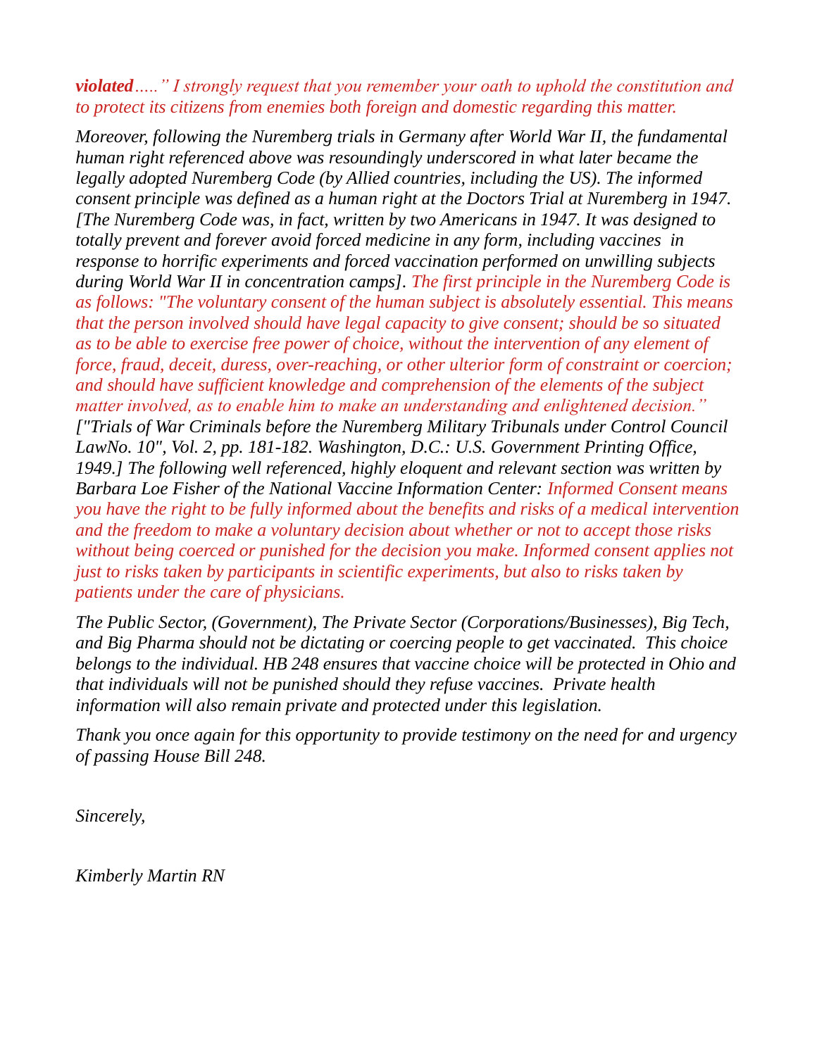***violated*****....." I strongly request that you remember your oath to uphold the constitution and to protect its citizens from enemies both foreign and domestic regarding this matter.***

*Moreover, following the Nuremberg trials in Germany after World War II, the fundamental human right referenced above was resoundingly underscored in what later became the legally adopted Nuremberg Code (by Allied countries, including the US). The informed consent principle was defined as a human right at the Doctors Trial at Nuremberg in 1947. [The Nuremberg Code was, in fact, written by two Americans in 1947. It was designed to totally prevent and forever avoid forced medicine in any form, including vaccines in response to horrific experiments and forced vaccination performed on unwilling subjects during World War II in concentration camps]. The first principle in the Nuremberg Code is as follows: "The voluntary consent of the human subject is absolutely essential. This means that the person involved should have legal capacity to give consent; should be so situated as to be able to exercise free power of choice, without the intervention of any element of force, fraud, deceit, duress, over-reaching, or other ulterior form of constraint or coercion; and should have sufficient knowledge and comprehension of the elements of the subject matter involved, as to enable him to make an understanding and enlightened decision." ["Trials of War Criminals before the Nuremberg Military Tribunals under Control Council LawNo. 10", Vol. 2, pp. 181-182. Washington, D.C.: U.S. Government Printing Office, 1949.] The following well referenced, highly eloquent and relevant section was written by Barbara Loe Fisher of the National Vaccine Information Center: Informed Consent means you have the right to be fully informed about the benefits and risks of a medical intervention and the freedom to make a voluntary decision about whether or not to accept those risks without being coerced or punished for the decision you make. Informed consent applies not just to risks taken by participants in scientific experiments, but also to risks taken by patients under the care of physicians.*

*The Public Sector, (Government), The Private Sector (Corporations/Businesses), Big Tech, and Big Pharma should not be dictating or coercing people to get vaccinated. This choice belongs to the individual. HB 248 ensures that vaccine choice will be protected in Ohio and that individuals will not be punished should they refuse vaccines. Private health information will also remain private and protected under this legislation.*

*Thank you once again for this opportunity to provide testimony on the need for and urgency of passing House Bill 248.*

*Sincerely,*

*Kimberly Martin RN*